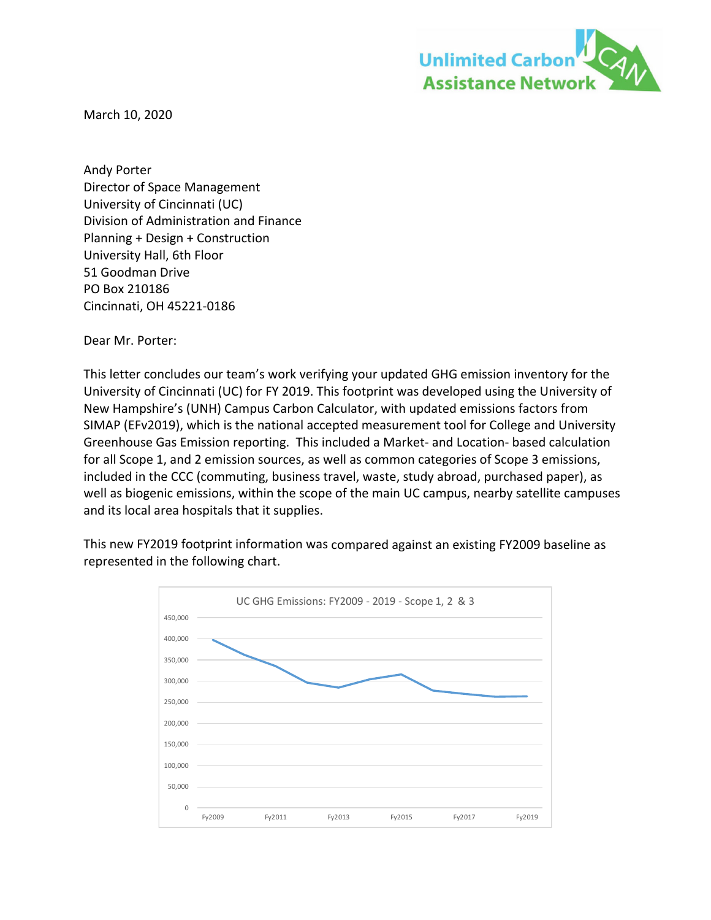Unlimited Carbon Assistance Network

March 10, 2020

Andy Porter
Director of Space Management
University of Cincinnati (UC)
Division of Administration and Finance
Planning + Design + Construction
University Hall, 6th Floor
51 Goodman Drive
PO Box 210186
Cincinnati, OH 45221-0186

Dear Mr. Porter:

This letter concludes our team's work verifying your updated GHG emission inventory for the University of Cincinnati (UC) for FY 2019. This footprint was developed using the University of New Hampshire's (UNH) Campus Carbon Calculator, with updated emissions factors from SIMAP (EFv2019), which is the national accepted measurement tool for College and University Greenhouse Gas Emission reporting. This included a Market- and Location- based calculation for all Scope 1, and 2 emission sources, as well as common categories of Scope 3 emissions, included in the CCC (commuting, business travel, waste, study abroad, purchased paper), as well as biogenic emissions, within the scope of the main UC campus, nearby satellite campuses and its local area hospitals that it supplies.

This new FY2019 footprint information was compared against an existing FY2009 baseline as represented in the following chart.

UC GHG Emissions: FY2009 - 2019 - Scope 1, 2 & 3

| Fiscal Year | Emissions (approx.) |
|---|---|
| Fy2009 | ~397,000 |
| Fy2010 | ~362,000 |
| Fy2011 | ~335,000 |
| Fy2012 | ~297,000 |
| Fy2013 | ~285,000 |
| Fy2014 | ~304,000 |
| Fy2015 | ~316,000 |
| Fy2016 | ~278,000 |
| Fy2017 | ~270,000 |
| Fy2018 | ~263,000 |
| Fy2019 | ~264,000 |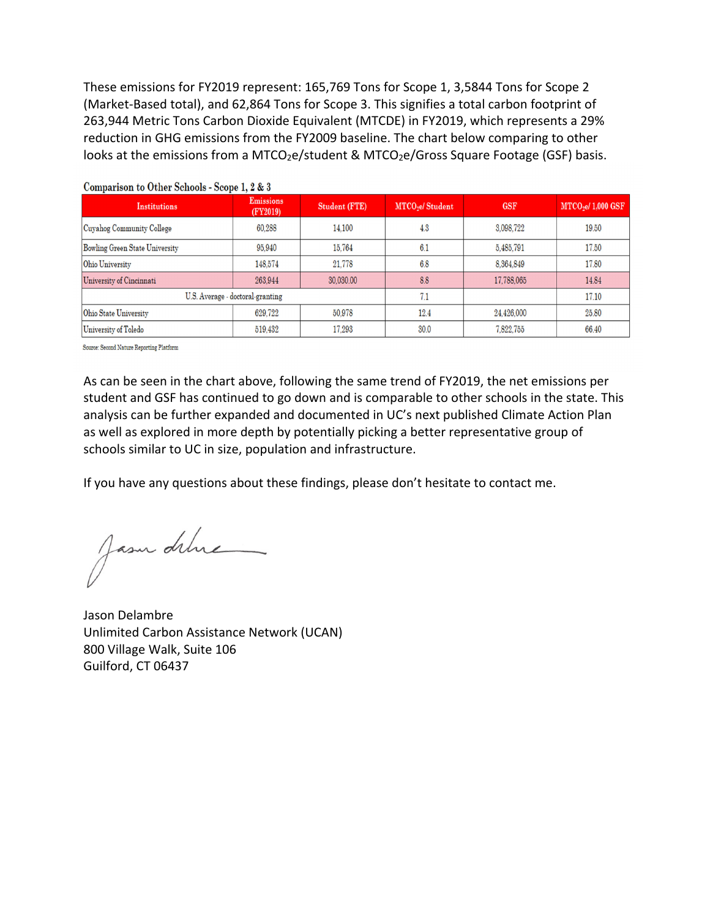These emissions for FY2019 represent: 165,769 Tons for Scope 1, 3,5844 Tons for Scope 2 (Market-Based total), and 62,864 Tons for Scope 3. This signifies a total carbon footprint of 263,944 Metric Tons Carbon Dioxide Equivalent (MTCDE) in FY2019, which represents a 29% reduction in GHG emissions from the FY2009 baseline. The chart below comparing to other looks at the emissions from a $MTCO_2e$/student & $MTCO_2e$/Gross Square Footage (GSF) basis.

**Comparison to Other Schools - Scope 1, 2 & 3**

| Institutions | Emissions (FY2019) | Student (FTE) | $MTCO_2e$/ Student | GSF | $MTCO_2e$/ 1,000 GSF |
|---|---|---|---|---|---|
| Cuyahog Community College | 60,288 | 14,100 | 4.3 | 3,098,722 | 19.50 |
| Bowling Green State University | 95,940 | 15,764 | 6.1 | 5,485,791 | 17.50 |
| Ohio University | 148,574 | 21,778 | 6.8 | 8,364,849 | 17.80 |
| University of Cincinnati | 263,944 | 30,030.00 | 8.8 | 17,788,065 | 14.84 |
| U.S. Average - doctoral-granting | | | 7.1 | | 17.10 |
| Ohio State University | 629,722 | 50,978 | 12.4 | 24,426,000 | 25.80 |
| University of Toledo | 519,432 | 17,293 | 30.0 | 7,822,755 | 66.40 |

Source: Second Nature Reporting Platform

As can be seen in the chart above, following the same trend of FY2019, the net emissions per student and GSF has continued to go down and is comparable to other schools in the state. This analysis can be further expanded and documented in UC's next published Climate Action Plan as well as explored in more depth by potentially picking a better representative group of schools similar to UC in size, population and infrastructure.

If you have any questions about these findings, please don't hesitate to contact me.

Jason Delambre
Unlimited Carbon Assistance Network (UCAN)
800 Village Walk, Suite 106
Guilford, CT 06437